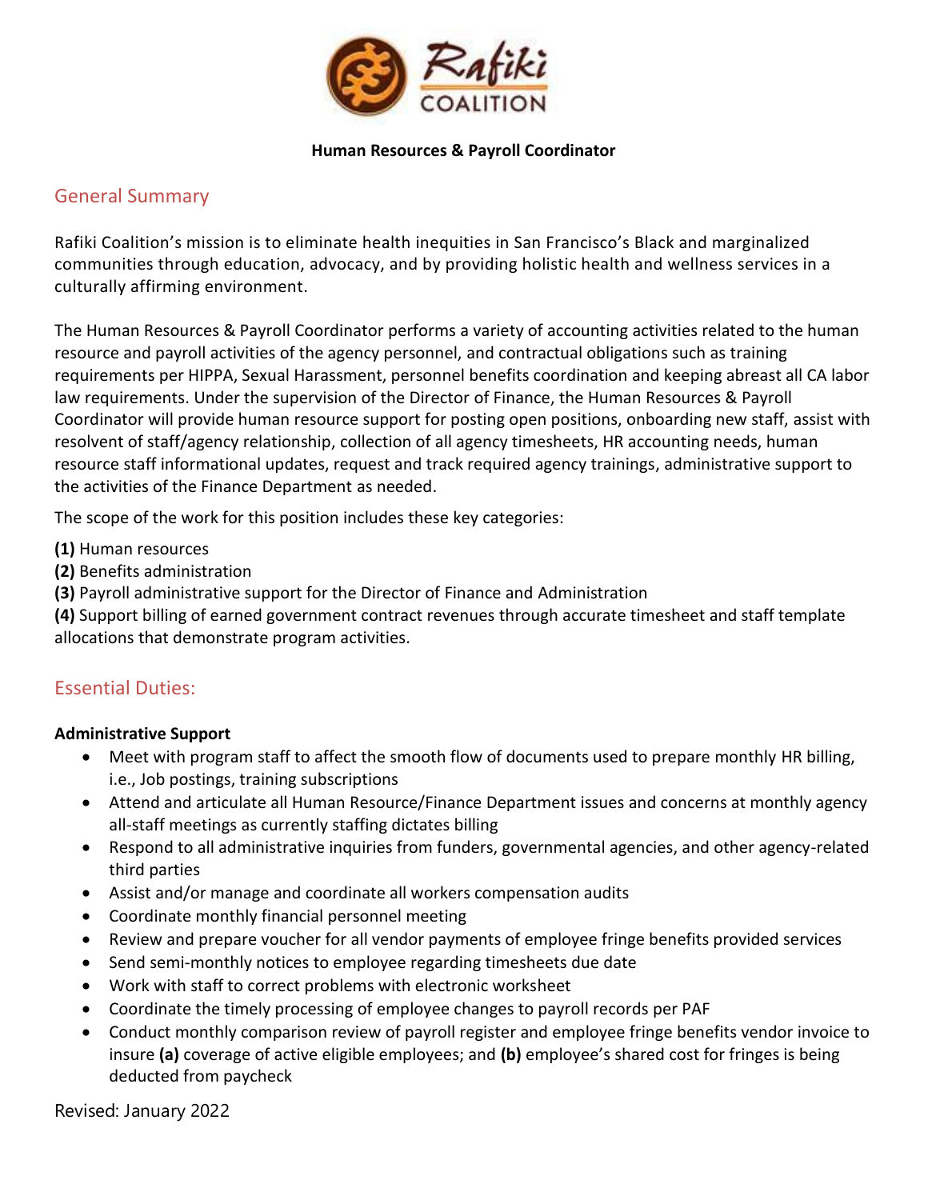**Human Resources & Payroll Coordinator**

## General Summary

Rafiki Coalition's mission is to eliminate health inequities in San Francisco's Black and marginalized communities through education, advocacy, and by providing holistic health and wellness services in a culturally affirming environment.

The Human Resources & Payroll Coordinator performs a variety of accounting activities related to the human resource and payroll activities of the agency personnel, and contractual obligations such as training requirements per HIPPA, Sexual Harassment, personnel benefits coordination and keeping abreast all CA labor law requirements. Under the supervision of the Director of Finance, the Human Resources & Payroll Coordinator will provide human resource support for posting open positions, onboarding new staff, assist with resolvent of staff/agency relationship, collection of all agency timesheets, HR accounting needs, human resource staff informational updates, request and track required agency trainings, administrative support to the activities of the Finance Department as needed.

The scope of the work for this position includes these key categories:

**(1)** Human resources
**(2)** Benefits administration
**(3)** Payroll administrative support for the Director of Finance and Administration
**(4)** Support billing of earned government contract revenues through accurate timesheet and staff template allocations that demonstrate program activities.

## Essential Duties:

**Administrative Support**

- Meet with program staff to affect the smooth flow of documents used to prepare monthly HR billing, i.e., Job postings, training subscriptions
- Attend and articulate all Human Resource/Finance Department issues and concerns at monthly agency all-staff meetings as currently staffing dictates billing
- Respond to all administrative inquiries from funders, governmental agencies, and other agency-related third parties
- Assist and/or manage and coordinate all workers compensation audits
- Coordinate monthly financial personnel meeting
- Review and prepare voucher for all vendor payments of employee fringe benefits provided services
- Send semi-monthly notices to employee regarding timesheets due date
- Work with staff to correct problems with electronic worksheet
- Coordinate the timely processing of employee changes to payroll records per PAF
- Conduct monthly comparison review of payroll register and employee fringe benefits vendor invoice to insure **(a)** coverage of active eligible employees; and **(b)** employee's shared cost for fringes is being deducted from paycheck

Revised: January 2022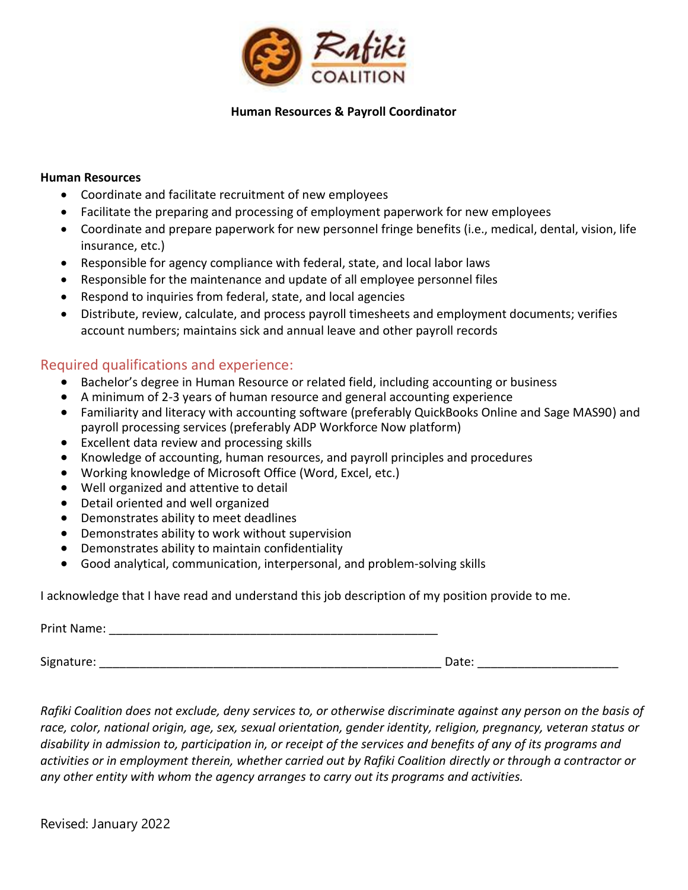Rafiki COALITION

**Human Resources & Payroll Coordinator**

**Human Resources**

- Coordinate and facilitate recruitment of new employees
- Facilitate the preparing and processing of employment paperwork for new employees
- Coordinate and prepare paperwork for new personnel fringe benefits (i.e., medical, dental, vision, life insurance, etc.)
- Responsible for agency compliance with federal, state, and local labor laws
- Responsible for the maintenance and update of all employee personnel files
- Respond to inquiries from federal, state, and local agencies
- Distribute, review, calculate, and process payroll timesheets and employment documents; verifies account numbers; maintains sick and annual leave and other payroll records

## Required qualifications and experience:

- Bachelor's degree in Human Resource or related field, including accounting or business
- A minimum of 2-3 years of human resource and general accounting experience
- Familiarity and literacy with accounting software (preferably QuickBooks Online and Sage MAS90) and payroll processing services (preferably ADP Workforce Now platform)
- Excellent data review and processing skills
- Knowledge of accounting, human resources, and payroll principles and procedures
- Working knowledge of Microsoft Office (Word, Excel, etc.)
- Well organized and attentive to detail
- Detail oriented and well organized
- Demonstrates ability to meet deadlines
- Demonstrates ability to work without supervision
- Demonstrates ability to maintain confidentiality
- Good analytical, communication, interpersonal, and problem-solving skills

I acknowledge that I have read and understand this job description of my position provide to me.

Print Name: ___________________________________________________

Signature: ____________________________________________________ Date: _____________________

*Rafiki Coalition does not exclude, deny services to, or otherwise discriminate against any person on the basis of race, color, national origin, age, sex, sexual orientation, gender identity, religion, pregnancy, veteran status or disability in admission to, participation in, or receipt of the services and benefits of any of its programs and activities or in employment therein, whether carried out by Rafiki Coalition directly or through a contractor or any other entity with whom the agency arranges to carry out its programs and activities.*

Revised: January 2022